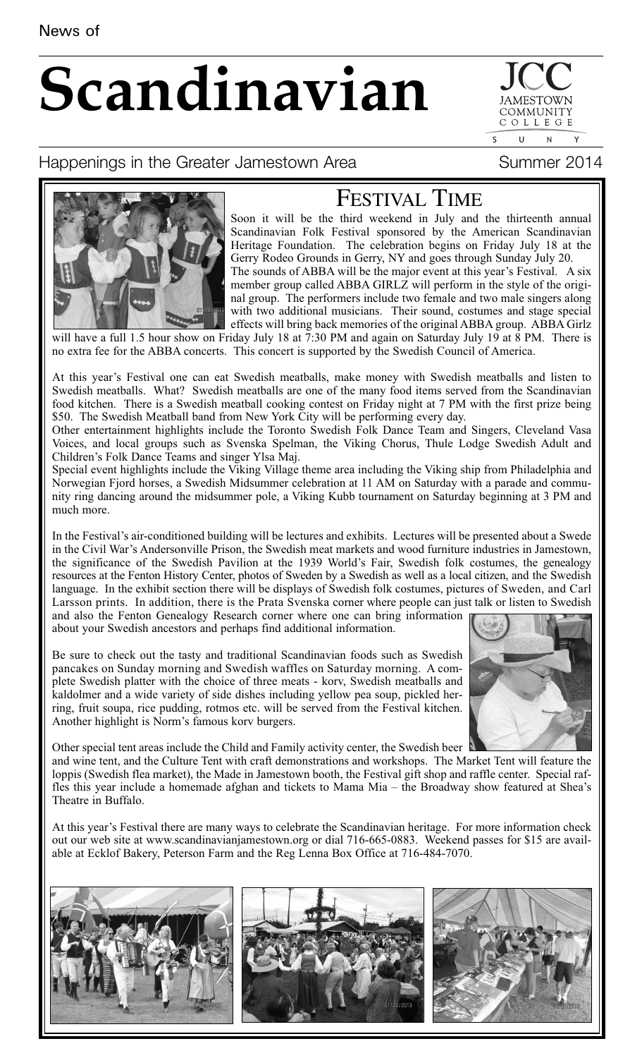News of

# Scandinavian

JCC JAMESTOWN COMMUNITY COLLEGE SUNY

Happenings in the Greater Jamestown Area

Summer 2014

## Festival Time

Soon it will be the third weekend in July and the thirteenth annual Scandinavian Folk Festival sponsored by the American Scandinavian Heritage Foundation. The celebration begins on Friday July 18 at the Gerry Rodeo Grounds in Gerry, NY and goes through Sunday July 20.

The sounds of ABBA will be the major event at this year's Festival. A six member group called ABBA GIRLZ will perform in the style of the original group. The performers include two female and two male singers along with two additional musicians. Their sound, costumes and stage special effects will bring back memories of the original ABBA group. ABBA Girlz will have a full 1.5 hour show on Friday July 18 at 7:30 PM and again on Saturday July 19 at 8 PM. There is no extra fee for the ABBA concerts. This concert is supported by the Swedish Council of America.

At this year's Festival one can eat Swedish meatballs, make money with Swedish meatballs and listen to Swedish meatballs. What? Swedish meatballs are one of the many food items served from the Scandinavian food kitchen. There is a Swedish meatball cooking contest on Friday night at 7 PM with the first prize being $50. The Swedish Meatball band from New York City will be performing every day.

Other entertainment highlights include the Toronto Swedish Folk Dance Team and Singers, Cleveland Vasa Voices, and local groups such as Svenska Spelman, the Viking Chorus, Thule Lodge Swedish Adult and Children's Folk Dance Teams and singer Ylsa Maj.

Special event highlights include the Viking Village theme area including the Viking ship from Philadelphia and Norwegian Fjord horses, a Swedish Midsummer celebration at 11 AM on Saturday with a parade and community ring dancing around the midsummer pole, a Viking Kubb tournament on Saturday beginning at 3 PM and much more.

In the Festival's air-conditioned building will be lectures and exhibits. Lectures will be presented about a Swede in the Civil War's Andersonville Prison, the Swedish meat markets and wood furniture industries in Jamestown, the significance of the Swedish Pavilion at the 1939 World's Fair, Swedish folk costumes, the genealogy resources at the Fenton History Center, photos of Sweden by a Swedish as well as a local citizen, and the Swedish language. In the exhibit section there will be displays of Swedish folk costumes, pictures of Sweden, and Carl Larsson prints. In addition, there is the Prata Svenska corner where people can just talk or listen to Swedish and also the Fenton Genealogy Research corner where one can bring information about your Swedish ancestors and perhaps find additional information.

Be sure to check out the tasty and traditional Scandinavian foods such as Swedish pancakes on Sunday morning and Swedish waffles on Saturday morning. A complete Swedish platter with the choice of three meats - korv, Swedish meatballs and kaldolmer and a wide variety of side dishes including yellow pea soup, pickled herring, fruit soupa, rice pudding, rotmos etc. will be served from the Festival kitchen. Another highlight is Norm's famous korv burgers.

Other special tent areas include the Child and Family activity center, the Swedish beer and wine tent, and the Culture Tent with craft demonstrations and workshops. The Market Tent will feature the loppis (Swedish flea market), the Made in Jamestown booth, the Festival gift shop and raffle center. Special raffles this year include a homemade afghan and tickets to Mama Mia – the Broadway show featured at Shea's Theatre in Buffalo.

At this year's Festival there are many ways to celebrate the Scandinavian heritage. For more information check out our web site at www.scandinavianjamestown.org or dial 716-665-0883. Weekend passes for $15 are available at Ecklof Bakery, Peterson Farm and the Reg Lenna Box Office at 716-484-7070.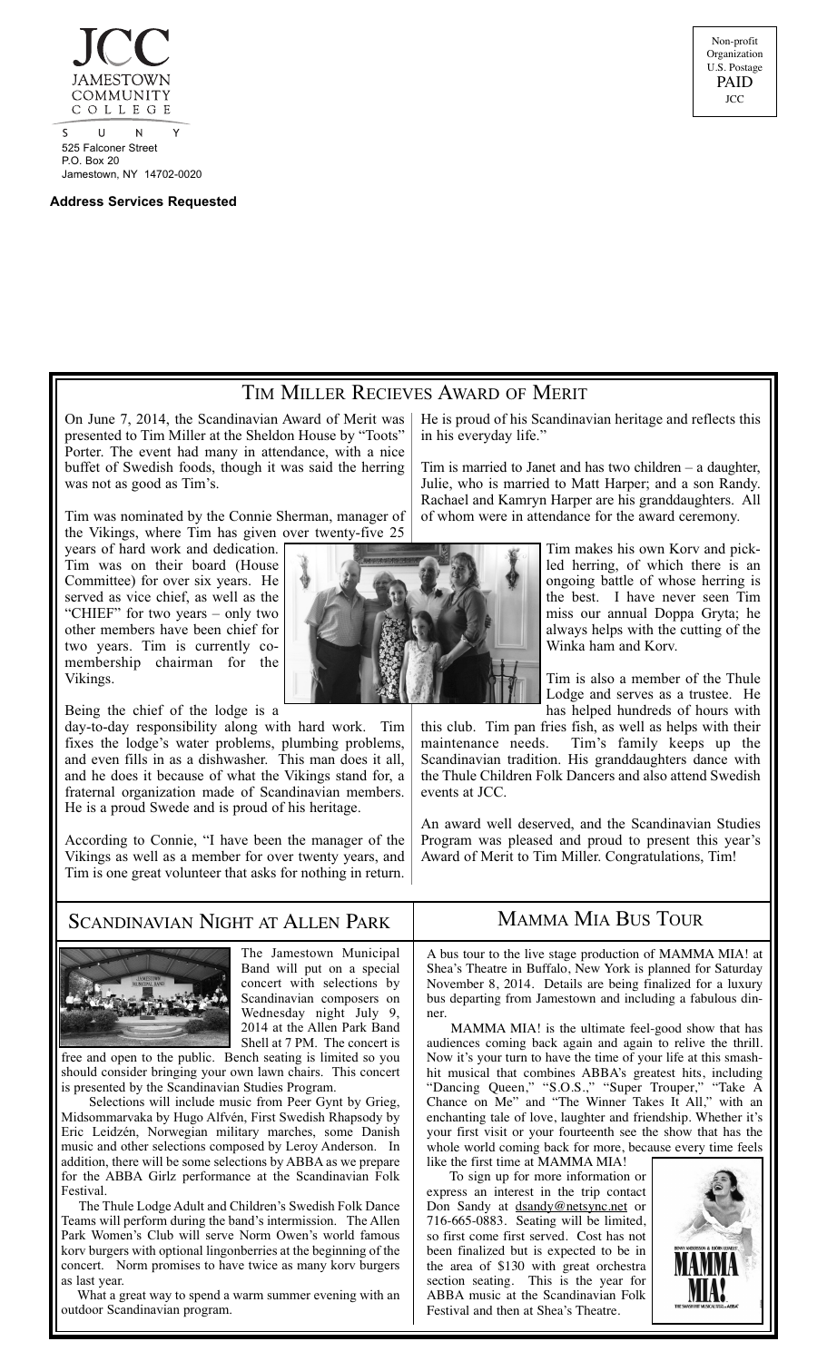JCC
JAMESTOWN COMMUNITY COLLEGE
SUNY
525 Falconer Street
P.O. Box 20
Jamestown, NY 14702-0020

**Address Services Requested**

Non-profit Organization
U.S. Postage
PAID
JCC

## Tim Miller Recieves Award of Merit

On June 7, 2014, the Scandinavian Award of Merit was presented to Tim Miller at the Sheldon House by "Toots" Porter. The event had many in attendance, with a nice buffet of Swedish foods, though it was said the herring was not as good as Tim's.

Tim was nominated by the Connie Sherman, manager of the Vikings, where Tim has given over twenty-five 25 years of hard work and dedication. Tim was on their board (House Committee) for over six years. He served as vice chief, as well as the "CHIEF" for two years – only two other members have been chief for two years. Tim is currently co-membership chairman for the Vikings.

Being the chief of the lodge is a day-to-day responsibility along with hard work. Tim fixes the lodge's water problems, plumbing problems, and even fills in as a dishwasher. This man does it all, and he does it because of what the Vikings stand for, a fraternal organization made of Scandinavian members. He is a proud Swede and is proud of his heritage.

According to Connie, "I have been the manager of the Vikings as well as a member for over twenty years, and Tim is one great volunteer that asks for nothing in return. He is proud of his Scandinavian heritage and reflects this in his everyday life."

Tim is married to Janet and has two children – a daughter, Julie, who is married to Matt Harper; and a son Randy. Rachael and Kamryn Harper are his granddaughters. All of whom were in attendance for the award ceremony.

Tim makes his own Korv and pickled herring, of which there is an ongoing battle of whose herring is the best. I have never seen Tim miss our annual Doppa Gryta; he always helps with the cutting of the Winka ham and Korv.

Tim is also a member of the Thule Lodge and serves as a trustee. He has helped hundreds of hours with this club. Tim pan fries fish, as well as helps with their maintenance needs. Tim's family keeps up the Scandinavian tradition. His granddaughters dance with the Thule Children Folk Dancers and also attend Swedish events at JCC.

An award well deserved, and the Scandinavian Studies Program was pleased and proud to present this year's Award of Merit to Tim Miller. Congratulations, Tim!

## Scandinavian Night at Allen Park

The Jamestown Municipal Band will put on a special concert with selections by Scandinavian composers on Wednesday night July 9, 2014 at the Allen Park Band Shell at 7 PM. The concert is free and open to the public. Bench seating is limited so you should consider bringing your own lawn chairs. This concert is presented by the Scandinavian Studies Program.

Selections will include music from Peer Gynt by Grieg, Midsommarvaka by Hugo Alfvén, First Swedish Rhapsody by Eric Leidzén, Norwegian military marches, some Danish music and other selections composed by Leroy Anderson. In addition, there will be some selections by ABBA as we prepare for the ABBA Girlz performance at the Scandinavian Folk Festival.

The Thule Lodge Adult and Children's Swedish Folk Dance Teams will perform during the band's intermission. The Allen Park Women's Club will serve Norm Owen's world famous korv burgers with optional lingonberries at the beginning of the concert. Norm promises to have twice as many korv burgers as last year.

What a great way to spend a warm summer evening with an outdoor Scandinavian program.

## Mamma Mia Bus Tour

A bus tour to the live stage production of MAMMA MIA! at Shea's Theatre in Buffalo, New York is planned for Saturday November 8, 2014. Details are being finalized for a luxury bus departing from Jamestown and including a fabulous dinner.

MAMMA MIA! is the ultimate feel-good show that has audiences coming back again and again to relive the thrill. Now it's your turn to have the time of your life at this smash-hit musical that combines ABBA's greatest hits, including "Dancing Queen," "S.O.S.," "Super Trouper," "Take A Chance on Me" and "The Winner Takes It All," with an enchanting tale of love, laughter and friendship. Whether it's your first visit or your fourteenth see the show that has the whole world coming back for more, because every time feels like the first time at MAMMA MIA!

To sign up for more information or express an interest in the trip contact Don Sandy at dsandy@netsync.net or 716-665-0883. Seating will be limited, so first come first served. Cost has not been finalized but is expected to be in the area of $130 with great orchestra section seating. This is the year for ABBA music at the Scandinavian Folk Festival and then at Shea's Theatre.